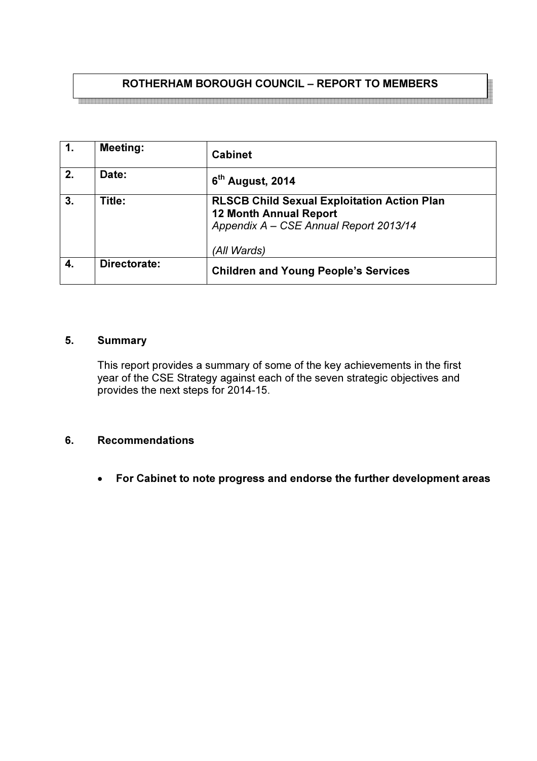# ROTHERHAM BOROUGH COUNCIL – REPORT TO MEMBERS

| 1. | Meeting: | Cabinet |
|---|---|---|
| 2. | Date: | 6th August, 2014 |
| 3. | Title: | **RLSCB Child Sexual Exploitation Action Plan**<br>**12 Month Annual Report**<br>*Appendix A – CSE Annual Report 2013/14*<br><br>*(All Wards)* |
| 4. | Directorate: | **Children and Young People's Services** |

## 5. Summary

This report provides a summary of some of the key achievements in the first year of the CSE Strategy against each of the seven strategic objectives and provides the next steps for 2014-15.

## 6. Recommendations

- **For Cabinet to note progress and endorse the further development areas**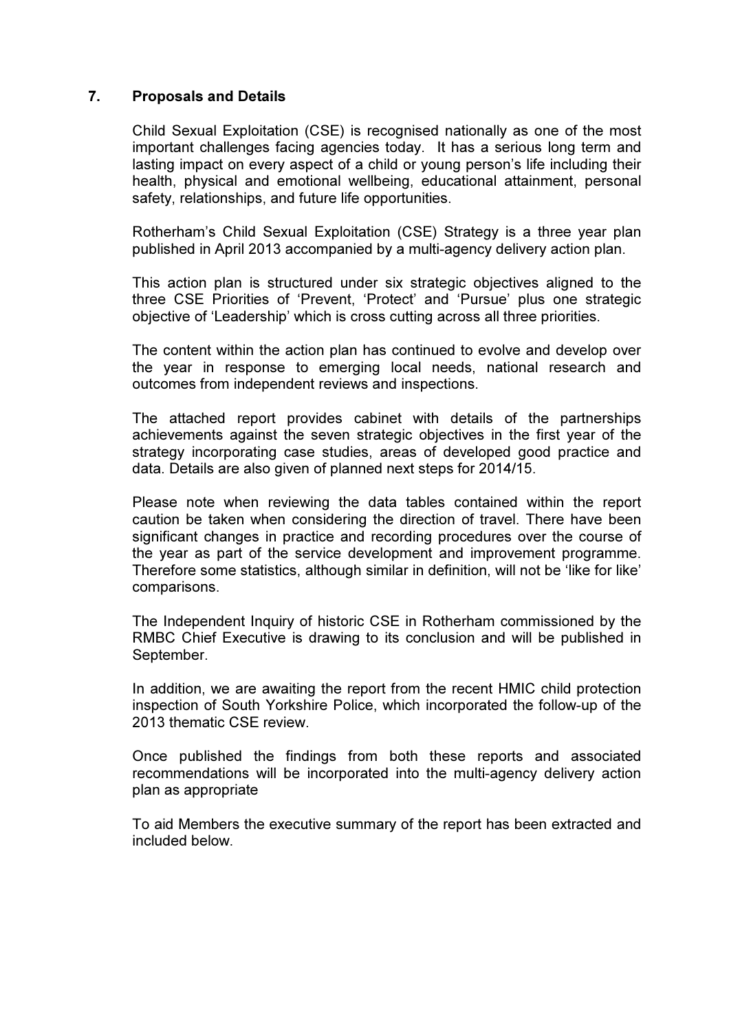## 7. Proposals and Details

Child Sexual Exploitation (CSE) is recognised nationally as one of the most important challenges facing agencies today. It has a serious long term and lasting impact on every aspect of a child or young person's life including their health, physical and emotional wellbeing, educational attainment, personal safety, relationships, and future life opportunities.

Rotherham's Child Sexual Exploitation (CSE) Strategy is a three year plan published in April 2013 accompanied by a multi-agency delivery action plan.

This action plan is structured under six strategic objectives aligned to the three CSE Priorities of 'Prevent, 'Protect' and 'Pursue' plus one strategic objective of 'Leadership' which is cross cutting across all three priorities.

The content within the action plan has continued to evolve and develop over the year in response to emerging local needs, national research and outcomes from independent reviews and inspections.

The attached report provides cabinet with details of the partnerships achievements against the seven strategic objectives in the first year of the strategy incorporating case studies, areas of developed good practice and data. Details are also given of planned next steps for 2014/15.

Please note when reviewing the data tables contained within the report caution be taken when considering the direction of travel. There have been significant changes in practice and recording procedures over the course of the year as part of the service development and improvement programme. Therefore some statistics, although similar in definition, will not be 'like for like' comparisons.

The Independent Inquiry of historic CSE in Rotherham commissioned by the RMBC Chief Executive is drawing to its conclusion and will be published in September.

In addition, we are awaiting the report from the recent HMIC child protection inspection of South Yorkshire Police, which incorporated the follow-up of the 2013 thematic CSE review.

Once published the findings from both these reports and associated recommendations will be incorporated into the multi-agency delivery action plan as appropriate

To aid Members the executive summary of the report has been extracted and included below.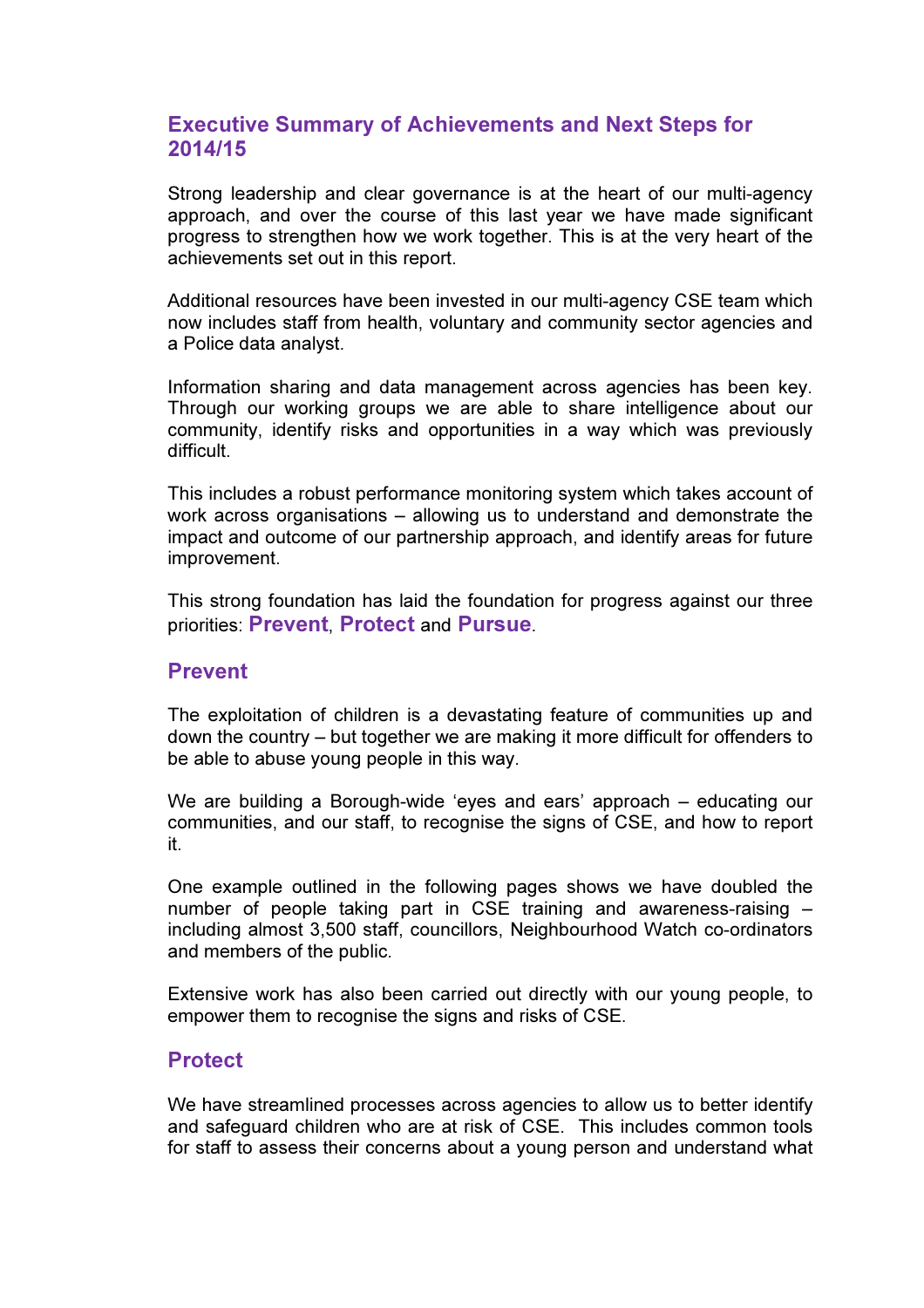## Executive Summary of Achievements and Next Steps for 2014/15

Strong leadership and clear governance is at the heart of our multi-agency approach, and over the course of this last year we have made significant progress to strengthen how we work together. This is at the very heart of the achievements set out in this report.

Additional resources have been invested in our multi-agency CSE team which now includes staff from health, voluntary and community sector agencies and a Police data analyst.

Information sharing and data management across agencies has been key. Through our working groups we are able to share intelligence about our community, identify risks and opportunities in a way which was previously difficult.

This includes a robust performance monitoring system which takes account of work across organisations – allowing us to understand and demonstrate the impact and outcome of our partnership approach, and identify areas for future improvement.

This strong foundation has laid the foundation for progress against our three priorities: **Prevent**, **Protect** and **Pursue**.

### Prevent

The exploitation of children is a devastating feature of communities up and down the country – but together we are making it more difficult for offenders to be able to abuse young people in this way.

We are building a Borough-wide 'eyes and ears' approach – educating our communities, and our staff, to recognise the signs of CSE, and how to report it.

One example outlined in the following pages shows we have doubled the number of people taking part in CSE training and awareness-raising – including almost 3,500 staff, councillors, Neighbourhood Watch co-ordinators and members of the public.

Extensive work has also been carried out directly with our young people, to empower them to recognise the signs and risks of CSE.

### Protect

We have streamlined processes across agencies to allow us to better identify and safeguard children who are at risk of CSE. This includes common tools for staff to assess their concerns about a young person and understand what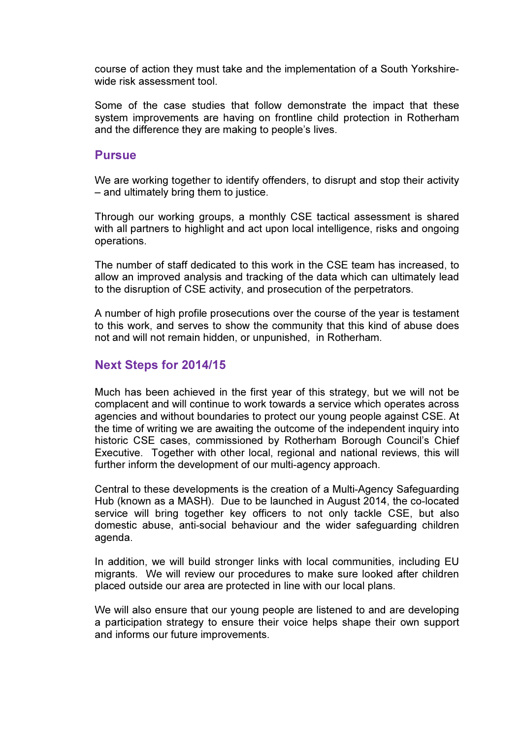course of action they must take and the implementation of a South Yorkshire-wide risk assessment tool.

Some of the case studies that follow demonstrate the impact that these system improvements are having on frontline child protection in Rotherham and the difference they are making to people's lives.

## Pursue

We are working together to identify offenders, to disrupt and stop their activity – and ultimately bring them to justice.

Through our working groups, a monthly CSE tactical assessment is shared with all partners to highlight and act upon local intelligence, risks and ongoing operations.

The number of staff dedicated to this work in the CSE team has increased, to allow an improved analysis and tracking of the data which can ultimately lead to the disruption of CSE activity, and prosecution of the perpetrators.

A number of high profile prosecutions over the course of the year is testament to this work, and serves to show the community that this kind of abuse does not and will not remain hidden, or unpunished, in Rotherham.

## Next Steps for 2014/15

Much has been achieved in the first year of this strategy, but we will not be complacent and will continue to work towards a service which operates across agencies and without boundaries to protect our young people against CSE. At the time of writing we are awaiting the outcome of the independent inquiry into historic CSE cases, commissioned by Rotherham Borough Council's Chief Executive. Together with other local, regional and national reviews, this will further inform the development of our multi-agency approach.

Central to these developments is the creation of a Multi-Agency Safeguarding Hub (known as a MASH). Due to be launched in August 2014, the co-located service will bring together key officers to not only tackle CSE, but also domestic abuse, anti-social behaviour and the wider safeguarding children agenda.

In addition, we will build stronger links with local communities, including EU migrants. We will review our procedures to make sure looked after children placed outside our area are protected in line with our local plans.

We will also ensure that our young people are listened to and are developing a participation strategy to ensure their voice helps shape their own support and informs our future improvements.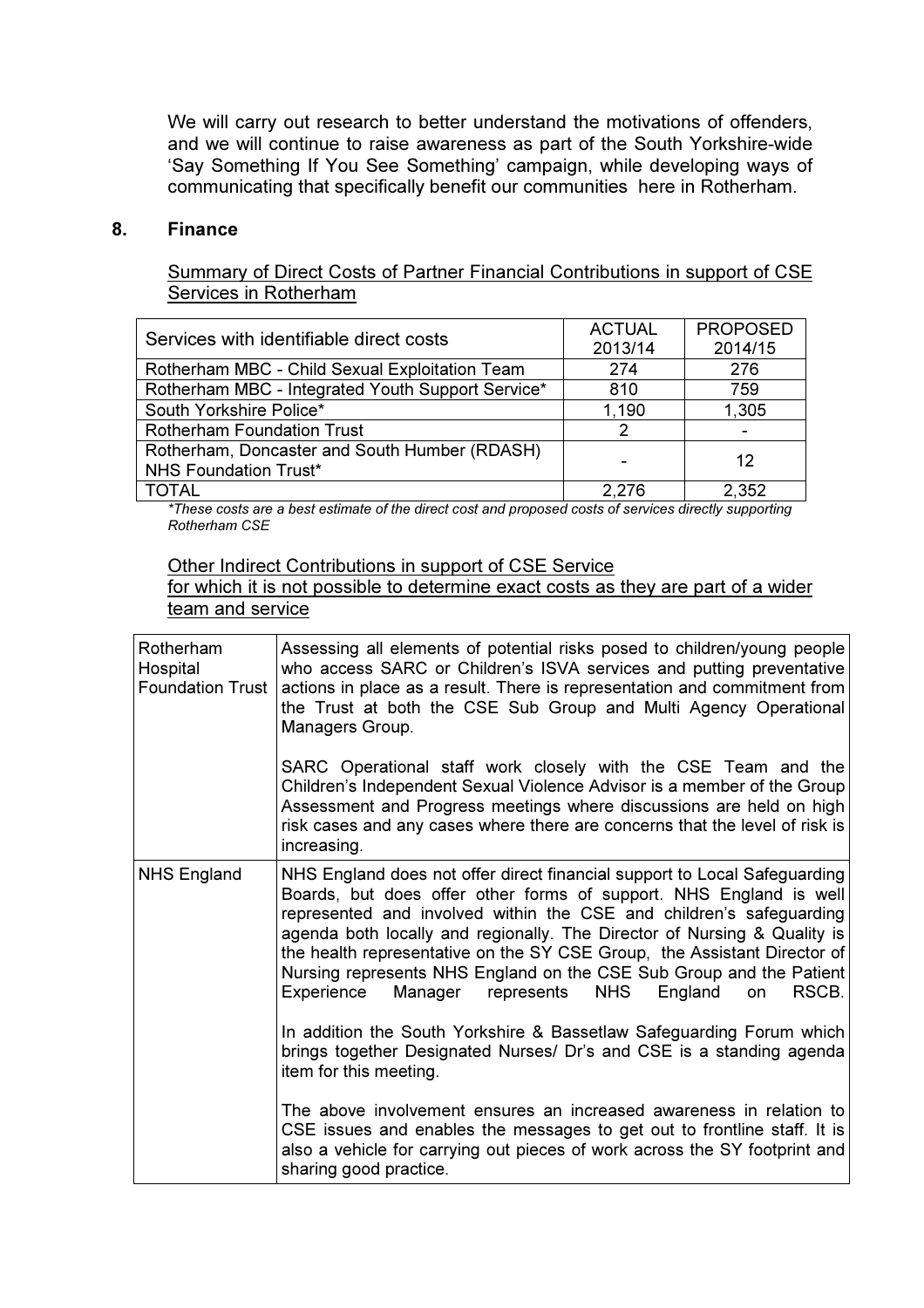We will carry out research to better understand the motivations of offenders, and we will continue to raise awareness as part of the South Yorkshire-wide 'Say Something If You See Something' campaign, while developing ways of communicating that specifically benefit our communities here in Rotherham.

## 8. Finance

Summary of Direct Costs of Partner Financial Contributions in support of CSE Services in Rotherham

| Services with identifiable direct costs | ACTUAL 2013/14 | PROPOSED 2014/15 |
|---|---|---|
| Rotherham MBC - Child Sexual Exploitation Team | 274 | 276 |
| Rotherham MBC - Integrated Youth Support Service* | 810 | 759 |
| South Yorkshire Police* | 1,190 | 1,305 |
| Rotherham Foundation Trust | 2 | - |
| Rotherham, Doncaster and South Humber (RDASH) NHS Foundation Trust* | - | 12 |
| TOTAL | 2,276 | 2,352 |

*\*These costs are a best estimate of the direct cost and proposed costs of services directly supporting Rotherham CSE*

Other Indirect Contributions in support of CSE Service for which it is not possible to determine exact costs as they are part of a wider team and service

| | |
|---|---|
| Rotherham Hospital Foundation Trust | Assessing all elements of potential risks posed to children/young people who access SARC or Children's ISVA services and putting preventative actions in place as a result. There is representation and commitment from the Trust at both the CSE Sub Group and Multi Agency Operational Managers Group.<br><br>SARC Operational staff work closely with the CSE Team and the Children's Independent Sexual Violence Advisor is a member of the Group Assessment and Progress meetings where discussions are held on high risk cases and any cases where there are concerns that the level of risk is increasing. |
| NHS England | NHS England does not offer direct financial support to Local Safeguarding Boards, but does offer other forms of support. NHS England is well represented and involved within the CSE and children's safeguarding agenda both locally and regionally. The Director of Nursing & Quality is the health representative on the SY CSE Group, the Assistant Director of Nursing represents NHS England on the CSE Sub Group and the Patient Experience Manager represents NHS England on RSCB.<br><br>In addition the South Yorkshire & Bassetlaw Safeguarding Forum which brings together Designated Nurses/ Dr's and CSE is a standing agenda item for this meeting.<br><br>The above involvement ensures an increased awareness in relation to CSE issues and enables the messages to get out to frontline staff. It is also a vehicle for carrying out pieces of work across the SY footprint and sharing good practice. |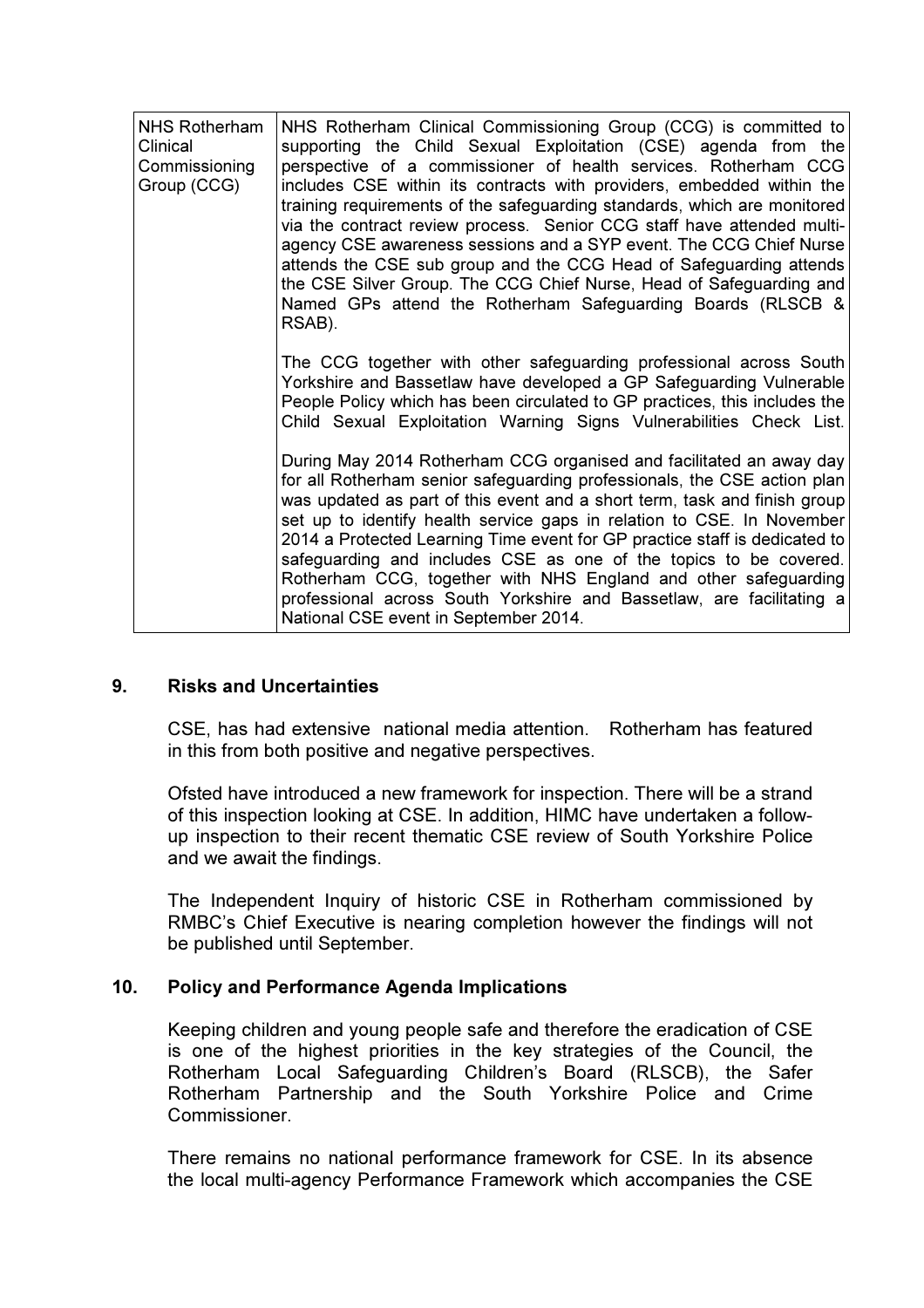| NHS Rotherham Clinical Commissioning Group (CCG) | NHS Rotherham Clinical Commissioning Group (CCG) is committed to supporting the Child Sexual Exploitation (CSE) agenda from the perspective of a commissioner of health services. Rotherham CCG includes CSE within its contracts with providers, embedded within the training requirements of the safeguarding standards, which are monitored via the contract review process. Senior CCG staff have attended multi-agency CSE awareness sessions and a SYP event. The CCG Chief Nurse attends the CSE sub group and the CCG Head of Safeguarding attends the CSE Silver Group. The CCG Chief Nurse, Head of Safeguarding and Named GPs attend the Rotherham Safeguarding Boards (RLSCB & RSAB).<br><br>The CCG together with other safeguarding professional across South Yorkshire and Bassetlaw have developed a GP Safeguarding Vulnerable People Policy which has been circulated to GP practices, this includes the Child Sexual Exploitation Warning Signs Vulnerabilities Check List.<br><br>During May 2014 Rotherham CCG organised and facilitated an away day for all Rotherham senior safeguarding professionals, the CSE action plan was updated as part of this event and a short term, task and finish group set up to identify health service gaps in relation to CSE. In November 2014 a Protected Learning Time event for GP practice staff is dedicated to safeguarding and includes CSE as one of the topics to be covered. Rotherham CCG, together with NHS England and other safeguarding professional across South Yorkshire and Bassetlaw, are facilitating a National CSE event in September 2014. |
|---|---|

## 9. Risks and Uncertainties

CSE, has had extensive national media attention. Rotherham has featured in this from both positive and negative perspectives.

Ofsted have introduced a new framework for inspection. There will be a strand of this inspection looking at CSE. In addition, HIMC have undertaken a follow-up inspection to their recent thematic CSE review of South Yorkshire Police and we await the findings.

The Independent Inquiry of historic CSE in Rotherham commissioned by RMBC's Chief Executive is nearing completion however the findings will not be published until September.

## 10. Policy and Performance Agenda Implications

Keeping children and young people safe and therefore the eradication of CSE is one of the highest priorities in the key strategies of the Council, the Rotherham Local Safeguarding Children's Board (RLSCB), the Safer Rotherham Partnership and the South Yorkshire Police and Crime Commissioner.

There remains no national performance framework for CSE. In its absence the local multi-agency Performance Framework which accompanies the CSE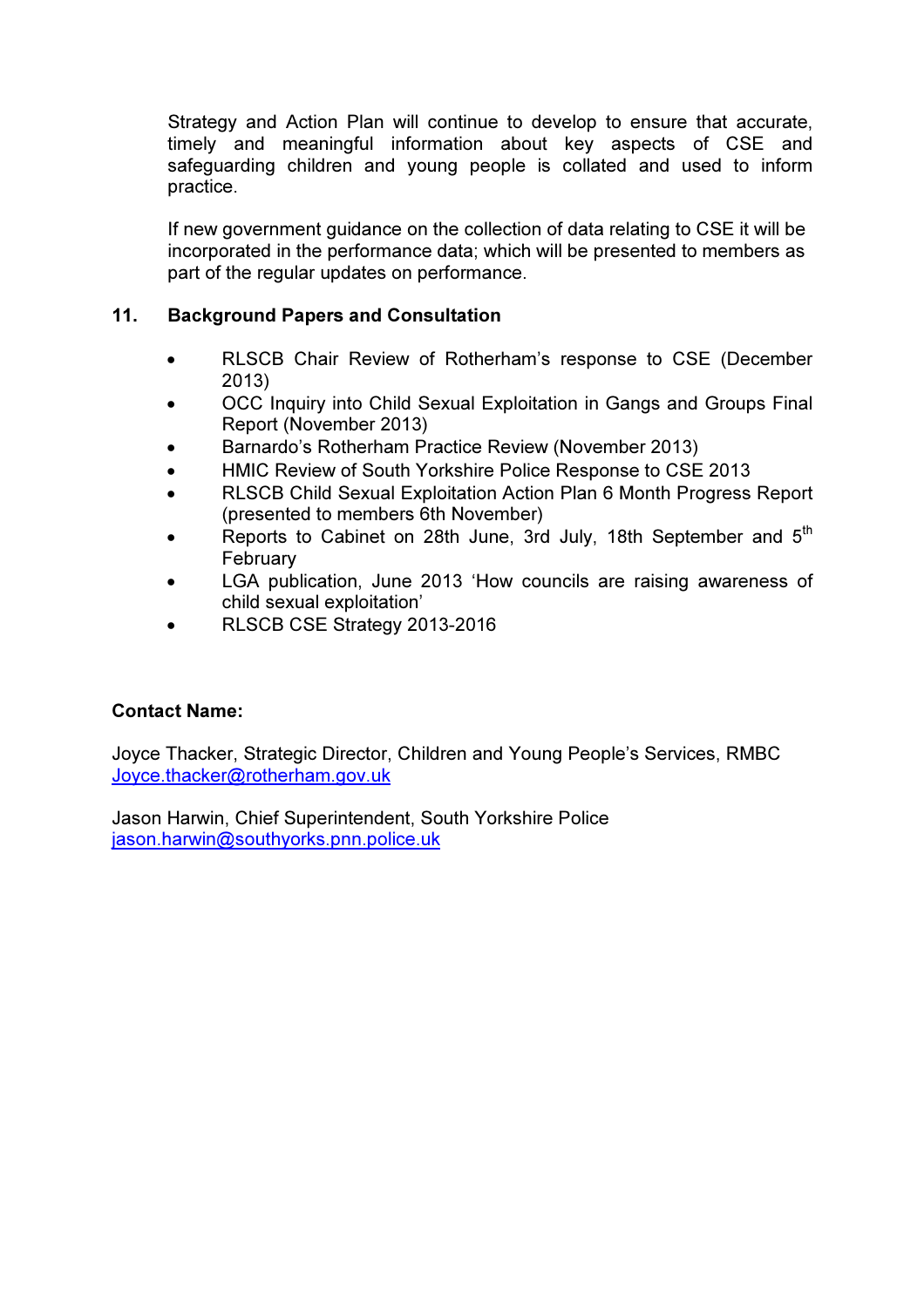Strategy and Action Plan will continue to develop to ensure that accurate, timely and meaningful information about key aspects of CSE and safeguarding children and young people is collated and used to inform practice.

If new government guidance on the collection of data relating to CSE it will be incorporated in the performance data; which will be presented to members as part of the regular updates on performance.

## 11. Background Papers and Consultation

- RLSCB Chair Review of Rotherham's response to CSE (December 2013)
- OCC Inquiry into Child Sexual Exploitation in Gangs and Groups Final Report (November 2013)
- Barnardo's Rotherham Practice Review (November 2013)
- HMIC Review of South Yorkshire Police Response to CSE 2013
- RLSCB Child Sexual Exploitation Action Plan 6 Month Progress Report (presented to members 6th November)
- Reports to Cabinet on 28th June, 3rd July, 18th September and 5th February
- LGA publication, June 2013 'How councils are raising awareness of child sexual exploitation'
- RLSCB CSE Strategy 2013-2016

**Contact Name:**

Joyce Thacker, Strategic Director, Children and Young People's Services, RMBC
Joyce.thacker@rotherham.gov.uk

Jason Harwin, Chief Superintendent, South Yorkshire Police
jason.harwin@southyorks.pnn.police.uk